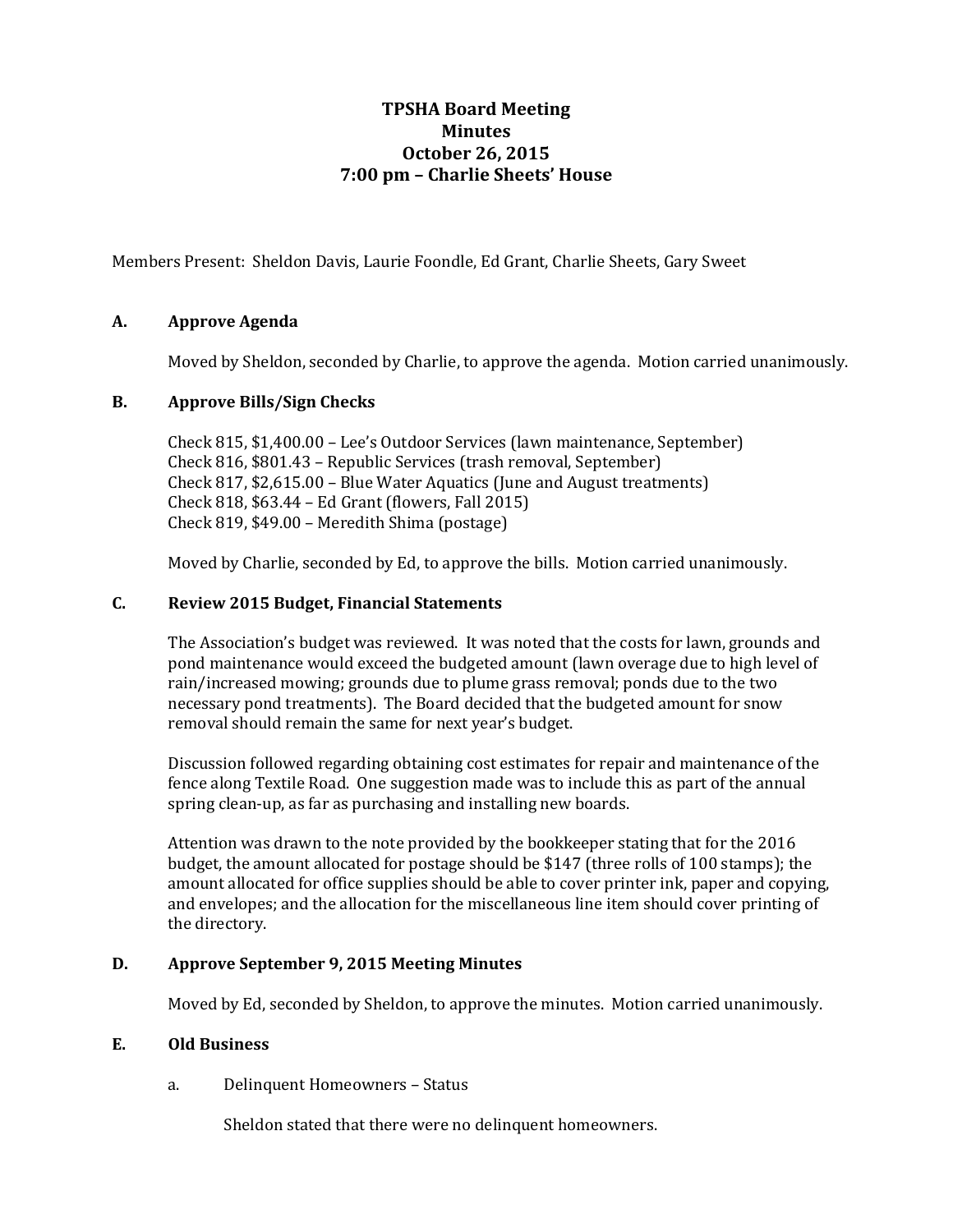# TPSHA Board Meeting
## Minutes
## October 26, 2015
## 7:00 pm – Charlie Sheets' House

Members Present: Sheldon Davis, Laurie Foondle, Ed Grant, Charlie Sheets, Gary Sweet

### A. Approve Agenda

Moved by Sheldon, seconded by Charlie, to approve the agenda. Motion carried unanimously.

### B. Approve Bills/Sign Checks

Check 815, $1,400.00 – Lee's Outdoor Services (lawn maintenance, September)
Check 816, $801.43 – Republic Services (trash removal, September)
Check 817, $2,615.00 – Blue Water Aquatics (June and August treatments)
Check 818, $63.44 – Ed Grant (flowers, Fall 2015)
Check 819, $49.00 – Meredith Shima (postage)

Moved by Charlie, seconded by Ed, to approve the bills. Motion carried unanimously.

### C. Review 2015 Budget, Financial Statements

The Association's budget was reviewed. It was noted that the costs for lawn, grounds and pond maintenance would exceed the budgeted amount (lawn overage due to high level of rain/increased mowing; grounds due to plume grass removal; ponds due to the two necessary pond treatments). The Board decided that the budgeted amount for snow removal should remain the same for next year's budget.

Discussion followed regarding obtaining cost estimates for repair and maintenance of the fence along Textile Road. One suggestion made was to include this as part of the annual spring clean-up, as far as purchasing and installing new boards.

Attention was drawn to the note provided by the bookkeeper stating that for the 2016 budget, the amount allocated for postage should be $147 (three rolls of 100 stamps); the amount allocated for office supplies should be able to cover printer ink, paper and copying, and envelopes; and the allocation for the miscellaneous line item should cover printing of the directory.

### D. Approve September 9, 2015 Meeting Minutes

Moved by Ed, seconded by Sheldon, to approve the minutes. Motion carried unanimously.

### E. Old Business

a. Delinquent Homeowners – Status

Sheldon stated that there were no delinquent homeowners.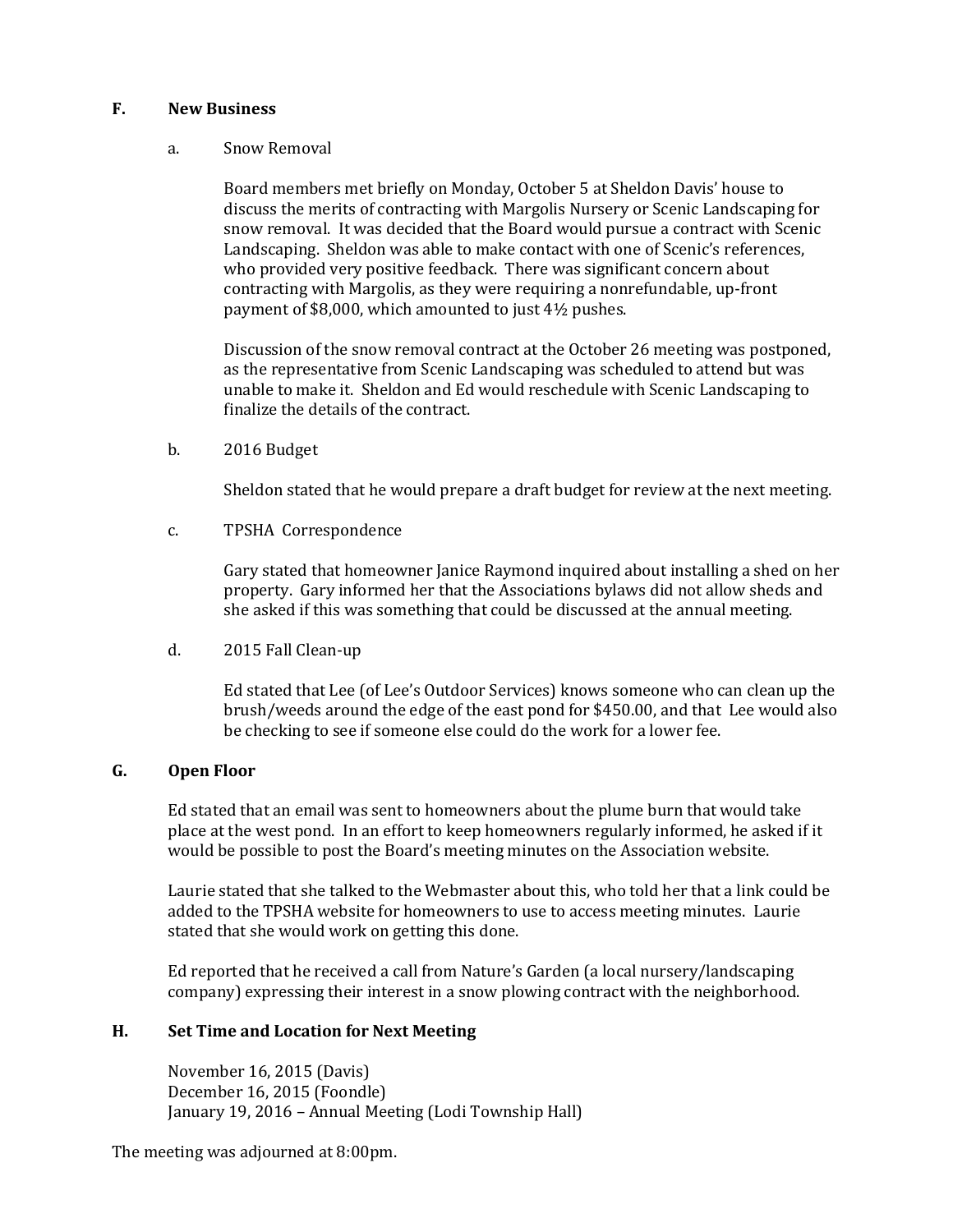## F. New Business

a. Snow Removal

Board members met briefly on Monday, October 5 at Sheldon Davis' house to discuss the merits of contracting with Margolis Nursery or Scenic Landscaping for snow removal. It was decided that the Board would pursue a contract with Scenic Landscaping. Sheldon was able to make contact with one of Scenic's references, who provided very positive feedback. There was significant concern about contracting with Margolis, as they were requiring a nonrefundable, up-front payment of $8,000, which amounted to just 4½ pushes.

Discussion of the snow removal contract at the October 26 meeting was postponed, as the representative from Scenic Landscaping was scheduled to attend but was unable to make it. Sheldon and Ed would reschedule with Scenic Landscaping to finalize the details of the contract.

b. 2016 Budget

Sheldon stated that he would prepare a draft budget for review at the next meeting.

c. TPSHA Correspondence

Gary stated that homeowner Janice Raymond inquired about installing a shed on her property. Gary informed her that the Associations bylaws did not allow sheds and she asked if this was something that could be discussed at the annual meeting.

d. 2015 Fall Clean-up

Ed stated that Lee (of Lee's Outdoor Services) knows someone who can clean up the brush/weeds around the edge of the east pond for $450.00, and that Lee would also be checking to see if someone else could do the work for a lower fee.

## G. Open Floor

Ed stated that an email was sent to homeowners about the plume burn that would take place at the west pond. In an effort to keep homeowners regularly informed, he asked if it would be possible to post the Board's meeting minutes on the Association website.

Laurie stated that she talked to the Webmaster about this, who told her that a link could be added to the TPSHA website for homeowners to use to access meeting minutes. Laurie stated that she would work on getting this done.

Ed reported that he received a call from Nature's Garden (a local nursery/landscaping company) expressing their interest in a snow plowing contract with the neighborhood.

## H. Set Time and Location for Next Meeting

November 16, 2015 (Davis)
December 16, 2015 (Foondle)
January 19, 2016 – Annual Meeting (Lodi Township Hall)

The meeting was adjourned at 8:00pm.